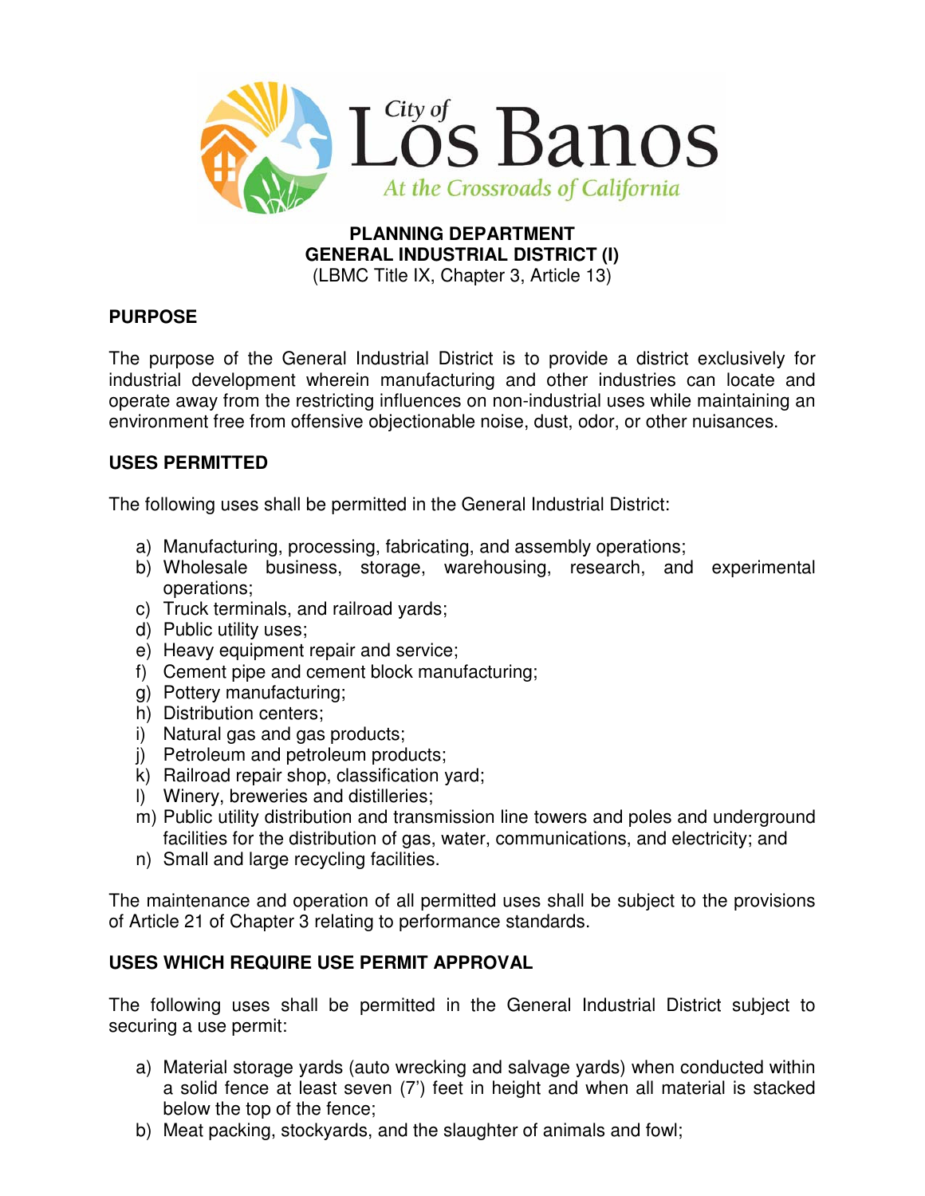City of Los Banos
*At the Crossroads of California*

**PLANNING DEPARTMENT**
**GENERAL INDUSTRIAL DISTRICT (I)**
(LBMC Title IX, Chapter 3, Article 13)

## PURPOSE

The purpose of the General Industrial District is to provide a district exclusively for industrial development wherein manufacturing and other industries can locate and operate away from the restricting influences on non-industrial uses while maintaining an environment free from offensive objectionable noise, dust, odor, or other nuisances.

## USES PERMITTED

The following uses shall be permitted in the General Industrial District:

a) Manufacturing, processing, fabricating, and assembly operations;
b) Wholesale business, storage, warehousing, research, and experimental operations;
c) Truck terminals, and railroad yards;
d) Public utility uses;
e) Heavy equipment repair and service;
f) Cement pipe and cement block manufacturing;
g) Pottery manufacturing;
h) Distribution centers;
i) Natural gas and gas products;
j) Petroleum and petroleum products;
k) Railroad repair shop, classification yard;
l) Winery, breweries and distilleries;
m) Public utility distribution and transmission line towers and poles and underground facilities for the distribution of gas, water, communications, and electricity; and
n) Small and large recycling facilities.

The maintenance and operation of all permitted uses shall be subject to the provisions of Article 21 of Chapter 3 relating to performance standards.

## USES WHICH REQUIRE USE PERMIT APPROVAL

The following uses shall be permitted in the General Industrial District subject to securing a use permit:

a) Material storage yards (auto wrecking and salvage yards) when conducted within a solid fence at least seven (7') feet in height and when all material is stacked below the top of the fence;
b) Meat packing, stockyards, and the slaughter of animals and fowl;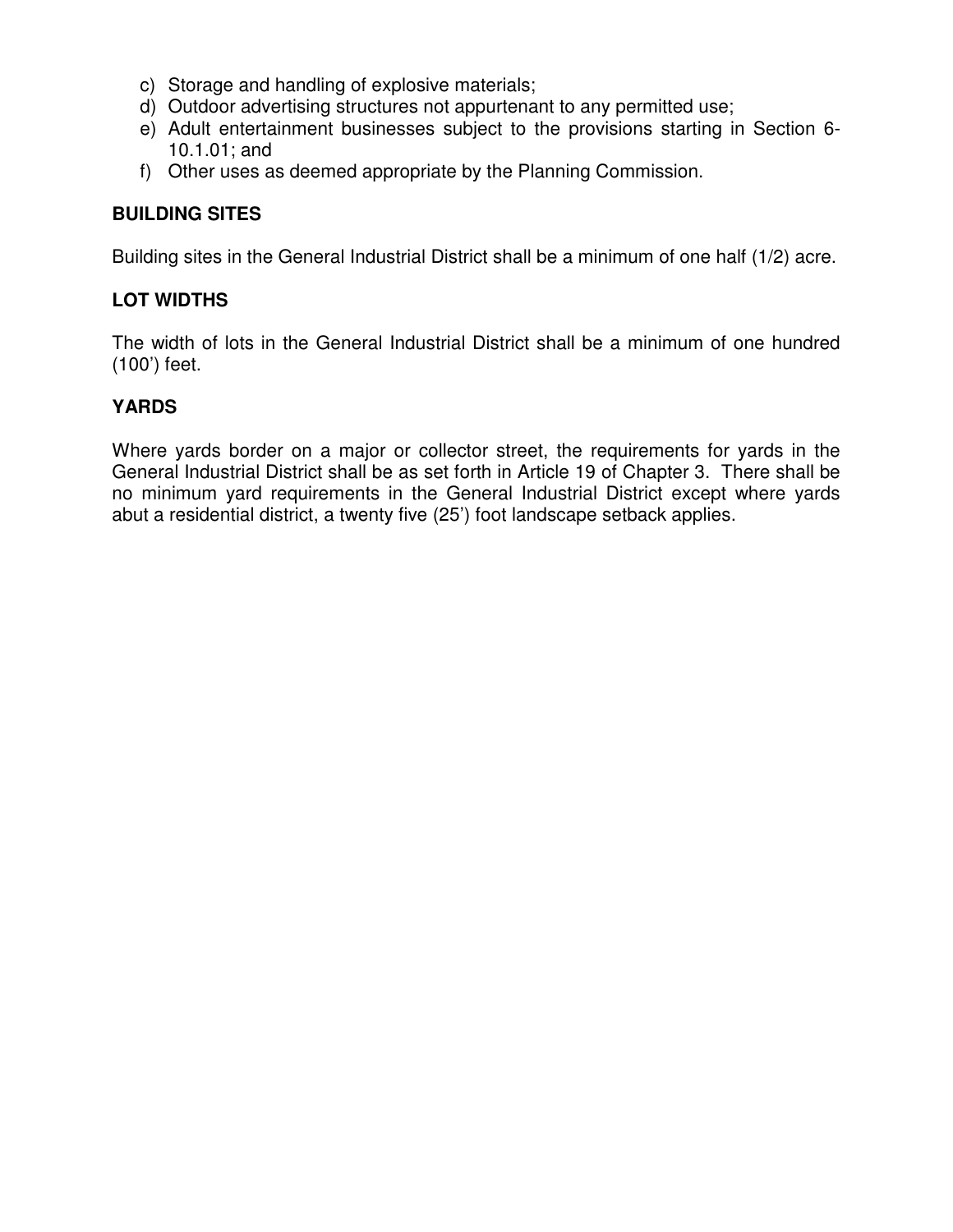c) Storage and handling of explosive materials;
d) Outdoor advertising structures not appurtenant to any permitted use;
e) Adult entertainment businesses subject to the provisions starting in Section 6-10.1.01; and
f) Other uses as deemed appropriate by the Planning Commission.

**BUILDING SITES**

Building sites in the General Industrial District shall be a minimum of one half (1/2) acre.

**LOT WIDTHS**

The width of lots in the General Industrial District shall be a minimum of one hundred (100') feet.

**YARDS**

Where yards border on a major or collector street, the requirements for yards in the General Industrial District shall be as set forth in Article 19 of Chapter 3. There shall be no minimum yard requirements in the General Industrial District except where yards abut a residential district, a twenty five (25') foot landscape setback applies.